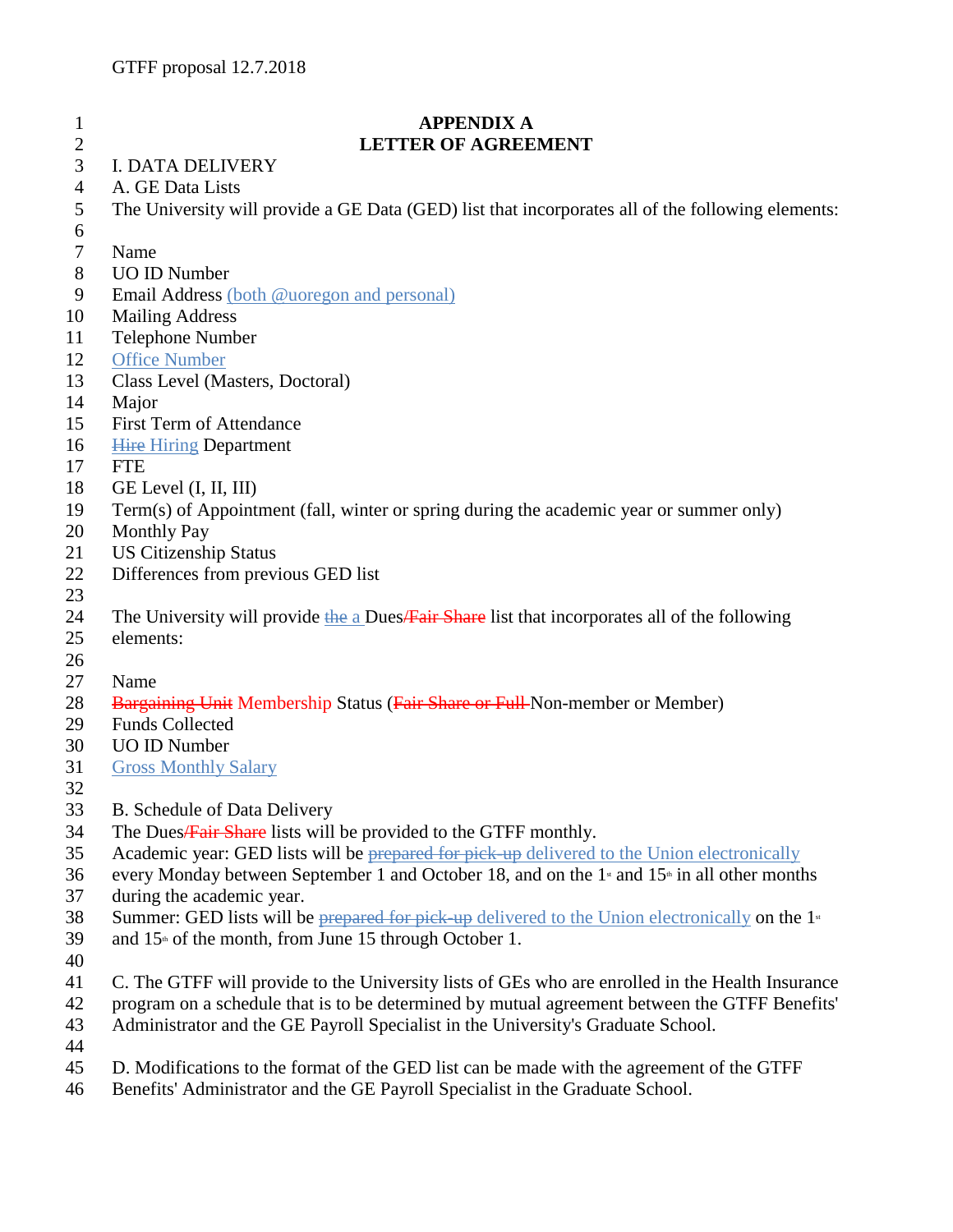GTFF proposal 12.7.2018

# APPENDIX A
## LETTER OF AGREEMENT

I. DATA DELIVERY

A. GE Data Lists

The University will provide a GE Data (GED) list that incorporates all of the following elements:

Name
UO ID Number
Email Address (both @uoregon and personal)
Mailing Address
Telephone Number
Office Number
Class Level (Masters, Doctoral)
Major
First Term of Attendance
~~Hire~~ Hiring Department
FTE
GE Level (I, II, III)
Term(s) of Appointment (fall, winter or spring during the academic year or summer only)
Monthly Pay
US Citizenship Status
Differences from previous GED list

The University will provide ~~the~~ a Dues~~/Fair Share~~ list that incorporates all of the following elements:

Name
~~Bargaining Unit~~ Membership Status (~~Fair Share or Full~~ Non-member or Member)
Funds Collected
UO ID Number
Gross Monthly Salary

B. Schedule of Data Delivery

The Dues~~/Fair Share~~ lists will be provided to the GTFF monthly.

Academic year: GED lists will be ~~prepared for pick-up~~ delivered to the Union electronically every Monday between September 1 and October 18, and on the 1st and 15th in all other months during the academic year.

Summer: GED lists will be ~~prepared for pick-up~~ delivered to the Union electronically on the 1st and 15th of the month, from June 15 through October 1.

C. The GTFF will provide to the University lists of GEs who are enrolled in the Health Insurance program on a schedule that is to be determined by mutual agreement between the GTFF Benefits' Administrator and the GE Payroll Specialist in the University's Graduate School.

D. Modifications to the format of the GED list can be made with the agreement of the GTFF Benefits' Administrator and the GE Payroll Specialist in the Graduate School.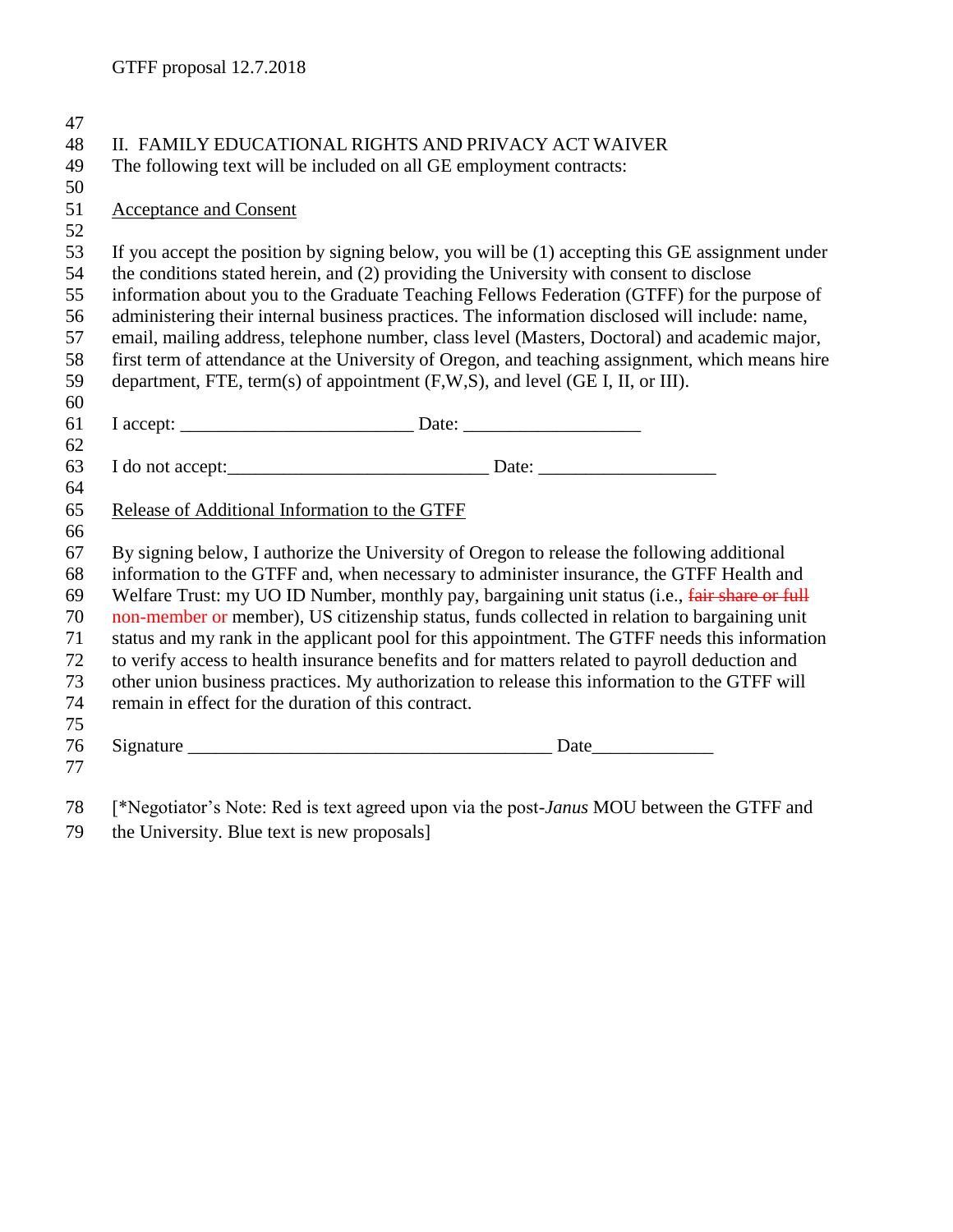II. FAMILY EDUCATIONAL RIGHTS AND PRIVACY ACT WAIVER

The following text will be included on all GE employment contracts:

<u>Acceptance and Consent</u>

If you accept the position by signing below, you will be (1) accepting this GE assignment under the conditions stated herein, and (2) providing the University with consent to disclose information about you to the Graduate Teaching Fellows Federation (GTFF) for the purpose of administering their internal business practices. The information disclosed will include: name, email, mailing address, telephone number, class level (Masters, Doctoral) and academic major, first term of attendance at the University of Oregon, and teaching assignment, which means hire department, FTE, term(s) of appointment (F,W,S), and level (GE I, II, or III).

I accept: ________________________ Date: __________________

I do not accept:___________________________ Date: __________________

<u>Release of Additional Information to the GTFF</u>

By signing below, I authorize the University of Oregon to release the following additional information to the GTFF and, when necessary to administer insurance, the GTFF Health and Welfare Trust: my UO ID Number, monthly pay, bargaining unit status (i.e., ~~fair share or full~~ non-member or member), US citizenship status, funds collected in relation to bargaining unit status and my rank in the applicant pool for this appointment. The GTFF needs this information to verify access to health insurance benefits and for matters related to payroll deduction and other union business practices. My authorization to release this information to the GTFF will remain in effect for the duration of this contract.

Signature ______________________________________ Date____________

[*Negotiator's Note: Red is text agreed upon via the post-*Janus* MOU between the GTFF and the University. Blue text is new proposals]